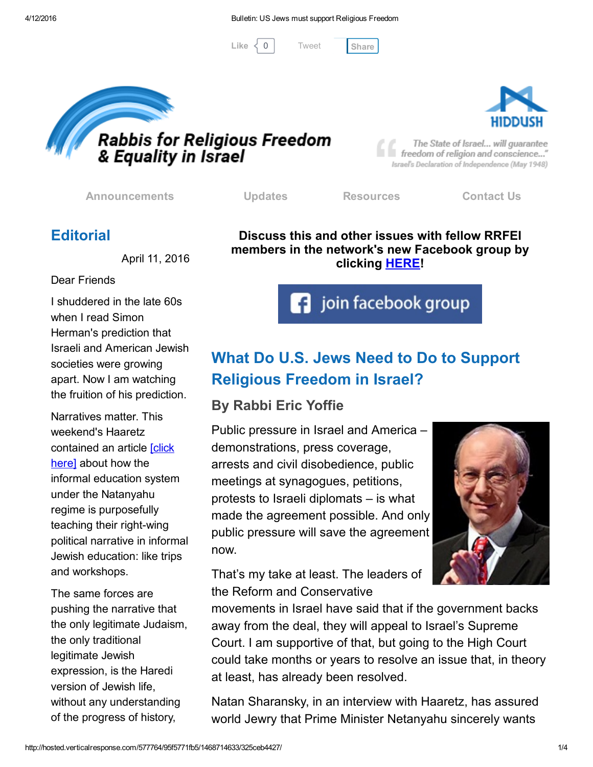Like 0 Tweet Share

# Rabbis for Religious Freedom & Equality in Israel

HIDDUSH

"The State of Israel... will guarantee freedom of religion and conscience..."
Israel's Declaration of Independence (May 1948)

Announcements Updates Resources Contact Us

## Editorial

April 11, 2016

Dear Friends

I shuddered in the late 60s when I read Simon Herman's prediction that Israeli and American Jewish societies were growing apart. Now I am watching the fruition of his prediction.

Narratives matter. This weekend's Haaretz contained an article [click here] about how the informal education system under the Natanyahu regime is purposefully teaching their right-wing political narrative in informal Jewish education: like trips and workshops.

The same forces are pushing the narrative that the only legitimate Judaism, the only traditional legitimate Jewish expression, is the Haredi version of Jewish life, without any understanding of the progress of history,

**Discuss this and other issues with fellow RRFEI members in the network's new Facebook group by clicking HERE!**

join facebook group

## What Do U.S. Jews Need to Do to Support Religious Freedom in Israel?

### By Rabbi Eric Yoffie

Public pressure in Israel and America – demonstrations, press coverage, arrests and civil disobedience, public meetings at synagogues, petitions, protests to Israeli diplomats – is what made the agreement possible. And only public pressure will save the agreement now.

That's my take at least. The leaders of the Reform and Conservative movements in Israel have said that if the government backs away from the deal, they will appeal to Israel's Supreme Court. I am supportive of that, but going to the High Court could take months or years to resolve an issue that, in theory at least, has already been resolved.

Natan Sharansky, in an interview with Haaretz, has assured world Jewry that Prime Minister Netanyahu sincerely wants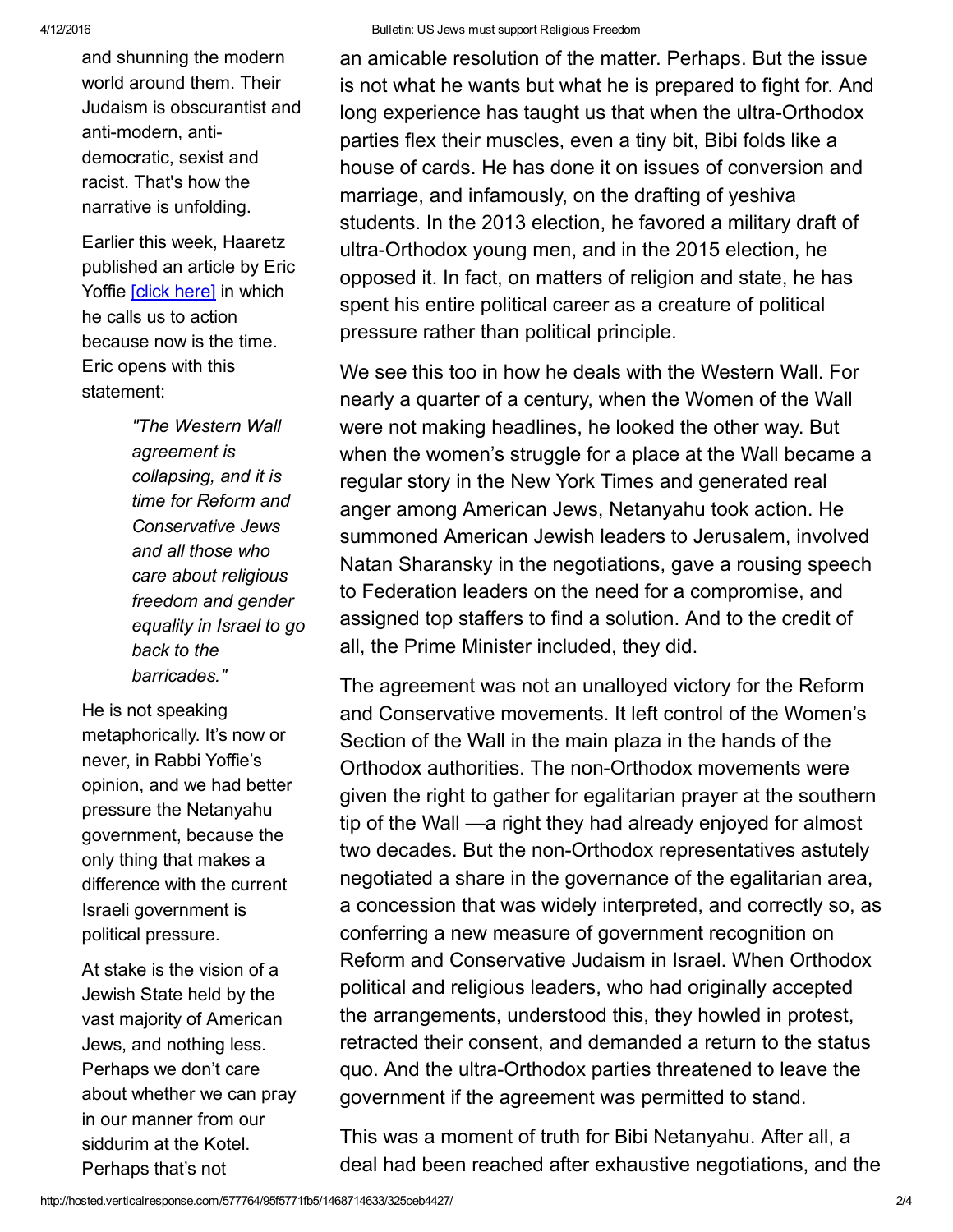and shunning the modern world around them. Their Judaism is obscurantist and anti-modern, anti-democratic, sexist and racist. That's how the narrative is unfolding.

Earlier this week, Haaretz published an article by Eric Yoffie [click here] in which he calls us to action because now is the time. Eric opens with this statement:

> *"The Western Wall agreement is collapsing, and it is time for Reform and Conservative Jews and all those who care about religious freedom and gender equality in Israel to go back to the barricades."*

He is not speaking metaphorically. It's now or never, in Rabbi Yoffie's opinion, and we had better pressure the Netanyahu government, because the only thing that makes a difference with the current Israeli government is political pressure.

At stake is the vision of a Jewish State held by the vast majority of American Jews, and nothing less. Perhaps we don't care about whether we can pray in our manner from our siddurim at the Kotel. Perhaps that's not

an amicable resolution of the matter. Perhaps. But the issue is not what he wants but what he is prepared to fight for. And long experience has taught us that when the ultra-Orthodox parties flex their muscles, even a tiny bit, Bibi folds like a house of cards. He has done it on issues of conversion and marriage, and infamously, on the drafting of yeshiva students. In the 2013 election, he favored a military draft of ultra-Orthodox young men, and in the 2015 election, he opposed it. In fact, on matters of religion and state, he has spent his entire political career as a creature of political pressure rather than political principle.

We see this too in how he deals with the Western Wall. For nearly a quarter of a century, when the Women of the Wall were not making headlines, he looked the other way. But when the women's struggle for a place at the Wall became a regular story in the New York Times and generated real anger among American Jews, Netanyahu took action. He summoned American Jewish leaders to Jerusalem, involved Natan Sharansky in the negotiations, gave a rousing speech to Federation leaders on the need for a compromise, and assigned top staffers to find a solution. And to the credit of all, the Prime Minister included, they did.

The agreement was not an unalloyed victory for the Reform and Conservative movements. It left control of the Women's Section of the Wall in the main plaza in the hands of the Orthodox authorities. The non-Orthodox movements were given the right to gather for egalitarian prayer at the southern tip of the Wall —a right they had already enjoyed for almost two decades. But the non-Orthodox representatives astutely negotiated a share in the governance of the egalitarian area, a concession that was widely interpreted, and correctly so, as conferring a new measure of government recognition on Reform and Conservative Judaism in Israel. When Orthodox political and religious leaders, who had originally accepted the arrangements, understood this, they howled in protest, retracted their consent, and demanded a return to the status quo. And the ultra-Orthodox parties threatened to leave the government if the agreement was permitted to stand.

This was a moment of truth for Bibi Netanyahu. After all, a deal had been reached after exhaustive negotiations, and the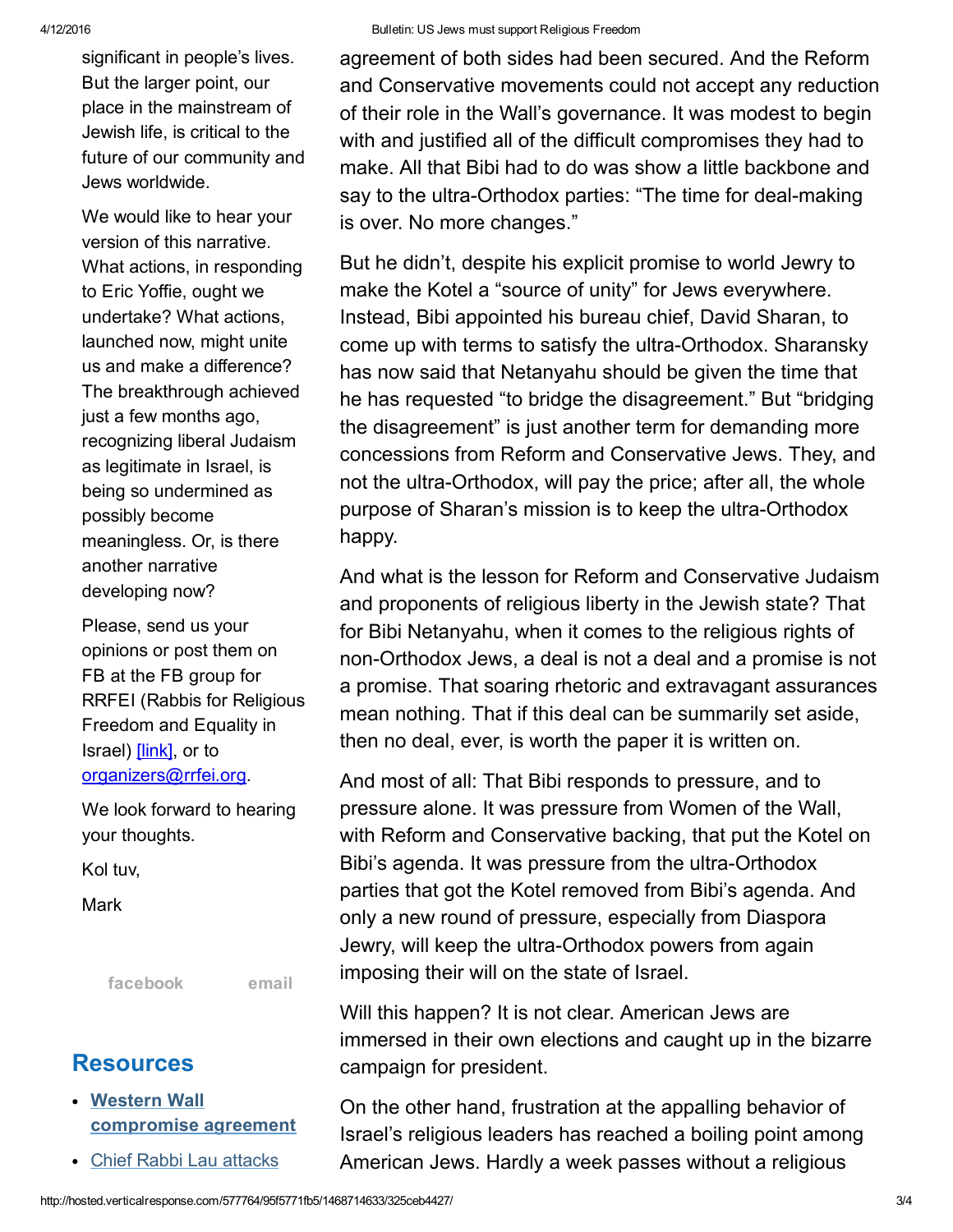agreement of both sides had been secured. And the Reform and Conservative movements could not accept any reduction of their role in the Wall's governance. It was modest to begin with and justified all of the difficult compromises they had to make. All that Bibi had to do was show a little backbone and say to the ultra-Orthodox parties: "The time for deal-making is over. No more changes."

But he didn't, despite his explicit promise to world Jewry to make the Kotel a "source of unity" for Jews everywhere. Instead, Bibi appointed his bureau chief, David Sharan, to come up with terms to satisfy the ultra-Orthodox. Sharansky has now said that Netanyahu should be given the time that he has requested "to bridge the disagreement." But "bridging the disagreement" is just another term for demanding more concessions from Reform and Conservative Jews. They, and not the ultra-Orthodox, will pay the price; after all, the whole purpose of Sharan's mission is to keep the ultra-Orthodox happy.

And what is the lesson for Reform and Conservative Judaism and proponents of religious liberty in the Jewish state? That for Bibi Netanyahu, when it comes to the religious rights of non-Orthodox Jews, a deal is not a deal and a promise is not a promise. That soaring rhetoric and extravagant assurances mean nothing. That if this deal can be summarily set aside, then no deal, ever, is worth the paper it is written on.

And most of all: That Bibi responds to pressure, and to pressure alone. It was pressure from Women of the Wall, with Reform and Conservative backing, that put the Kotel on Bibi's agenda. It was pressure from the ultra-Orthodox parties that got the Kotel removed from Bibi's agenda. And only a new round of pressure, especially from Diaspora Jewry, will keep the ultra-Orthodox powers from again imposing their will on the state of Israel.

Will this happen? It is not clear. American Jews are immersed in their own elections and caught up in the bizarre campaign for president.

On the other hand, frustration at the appalling behavior of Israel's religious leaders has reached a boiling point among American Jews. Hardly a week passes without a religious

significant in people's lives. But the larger point, our place in the mainstream of Jewish life, is critical to the future of our community and Jews worldwide.

We would like to hear your version of this narrative. What actions, in responding to Eric Yoffie, ought we undertake? What actions, launched now, might unite us and make a difference? The breakthrough achieved just a few months ago, recognizing liberal Judaism as legitimate in Israel, is being so undermined as possibly become meaningless. Or, is there another narrative developing now?

Please, send us your opinions or post them on FB at the FB group for RRFEI (Rabbis for Religious Freedom and Equality in Israel) [link], or to organizers@rrfei.org.

We look forward to hearing your thoughts.

Kol tuv,

Mark

facebook email

## Resources

- **Western Wall compromise agreement**
- Chief Rabbi Lau attacks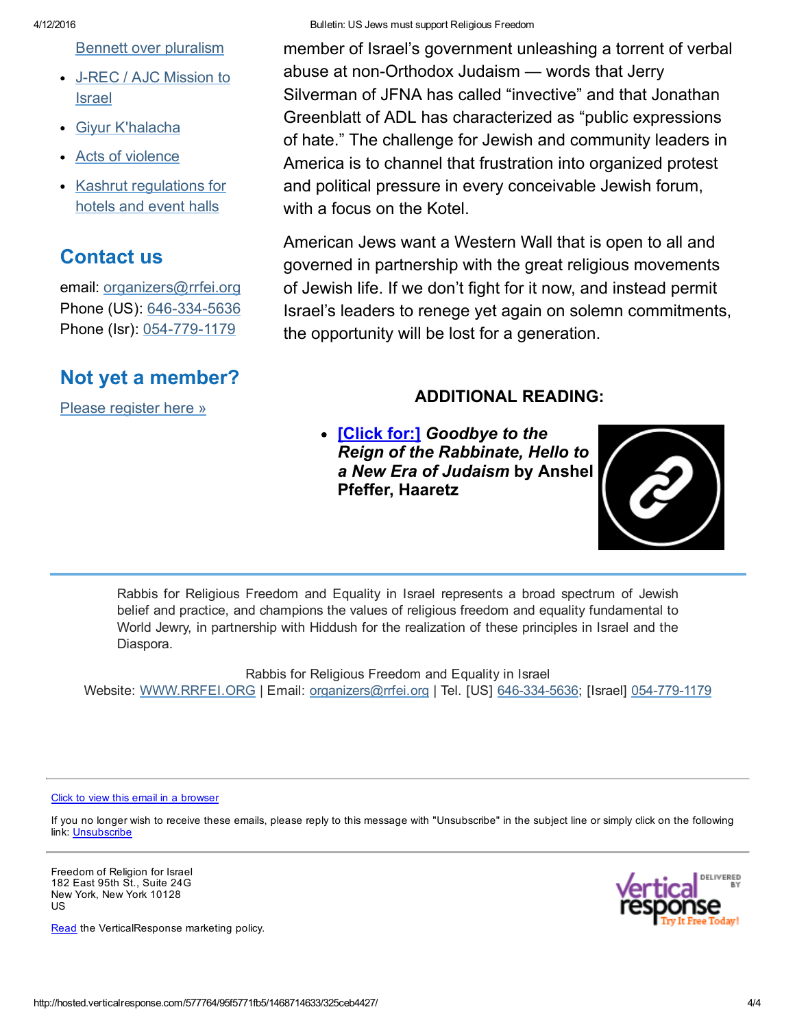- Bennett over pluralism
- J-REC / AJC Mission to Israel
- Giyur K'halacha
- Acts of violence
- Kashrut regulations for hotels and event halls

## Contact us

email: organizers@rrfei.org
Phone (US): 646-334-5636
Phone (Isr): 054-779-1179

## Not yet a member?

Please register here »

member of Israel's government unleashing a torrent of verbal abuse at non-Orthodox Judaism — words that Jerry Silverman of JFNA has called "invective" and that Jonathan Greenblatt of ADL has characterized as "public expressions of hate." The challenge for Jewish and community leaders in America is to channel that frustration into organized protest and political pressure in every conceivable Jewish forum, with a focus on the Kotel.

American Jews want a Western Wall that is open to all and governed in partnership with the great religious movements of Jewish life. If we don't fight for it now, and instead permit Israel's leaders to renege yet again on solemn commitments, the opportunity will be lost for a generation.

**ADDITIONAL READING:**

- **[Click for:]** ***Goodbye to the Reign of the Rabbinate, Hello to a New Era of Judaism*** **by Anshel Pfeffer, Haaretz**

Rabbis for Religious Freedom and Equality in Israel represents a broad spectrum of Jewish belief and practice, and champions the values of religious freedom and equality fundamental to World Jewry, in partnership with Hiddush for the realization of these principles in Israel and the Diaspora.

Rabbis for Religious Freedom and Equality in Israel
Website: WWW.RRFEI.ORG | Email: organizers@rrfei.org | Tel. [US] 646-334-5636; [Israel] 054-779-1179

Click to view this email in a browser

If you no longer wish to receive these emails, please reply to this message with "Unsubscribe" in the subject line or simply click on the following link: Unsubscribe

Freedom of Religion for Israel
182 East 95th St., Suite 24G
New York, New York 10128
US

Read the VerticalResponse marketing policy.